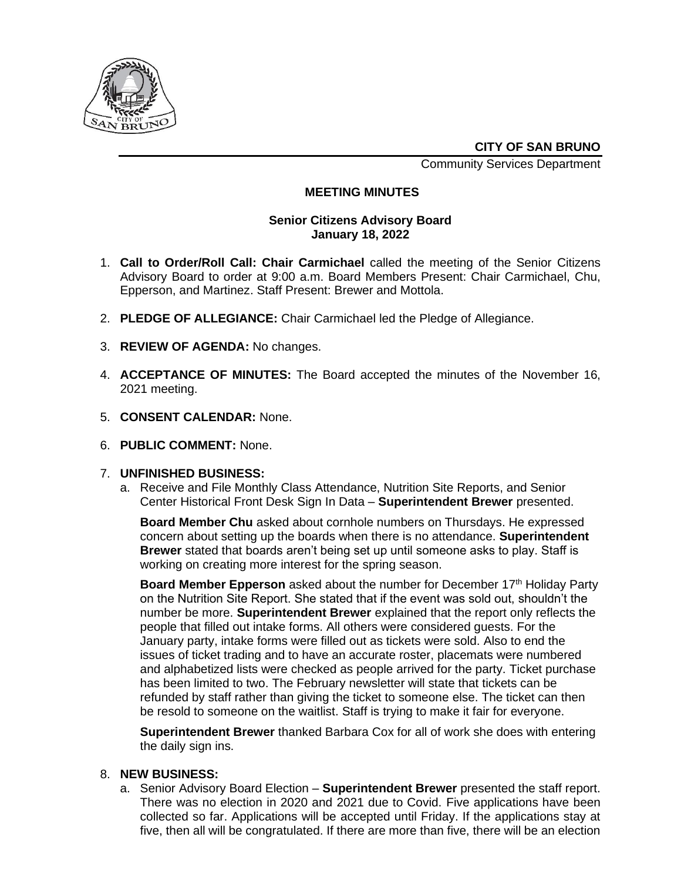**CITY OF SAN BRUNO**

Community Services Department

## MEETING MINUTES

### Senior Citizens Advisory Board
### January 18, 2022

1. **Call to Order/Roll Call: Chair Carmichael** called the meeting of the Senior Citizens Advisory Board to order at 9:00 a.m. Board Members Present: Chair Carmichael, Chu, Epperson, and Martinez. Staff Present: Brewer and Mottola.

2. **PLEDGE OF ALLEGIANCE:** Chair Carmichael led the Pledge of Allegiance.

3. **REVIEW OF AGENDA:** No changes.

4. **ACCEPTANCE OF MINUTES:** The Board accepted the minutes of the November 16, 2021 meeting.

5. **CONSENT CALENDAR:** None.

6. **PUBLIC COMMENT:** None.

7. **UNFINISHED BUSINESS:**
   a. Receive and File Monthly Class Attendance, Nutrition Site Reports, and Senior Center Historical Front Desk Sign In Data – **Superintendent Brewer** presented.

   **Board Member Chu** asked about cornhole numbers on Thursdays. He expressed concern about setting up the boards when there is no attendance. **Superintendent Brewer** stated that boards aren't being set up until someone asks to play. Staff is working on creating more interest for the spring season.

   **Board Member Epperson** asked about the number for December 17th Holiday Party on the Nutrition Site Report. She stated that if the event was sold out, shouldn't the number be more. **Superintendent Brewer** explained that the report only reflects the people that filled out intake forms. All others were considered guests. For the January party, intake forms were filled out as tickets were sold. Also to end the issues of ticket trading and to have an accurate roster, placemats were numbered and alphabetized lists were checked as people arrived for the party. Ticket purchase has been limited to two. The February newsletter will state that tickets can be refunded by staff rather than giving the ticket to someone else. The ticket can then be resold to someone on the waitlist. Staff is trying to make it fair for everyone.

   **Superintendent Brewer** thanked Barbara Cox for all of work she does with entering the daily sign ins.

8. **NEW BUSINESS:**
   a. Senior Advisory Board Election – **Superintendent Brewer** presented the staff report. There was no election in 2020 and 2021 due to Covid. Five applications have been collected so far. Applications will be accepted until Friday. If the applications stay at five, then all will be congratulated. If there are more than five, there will be an election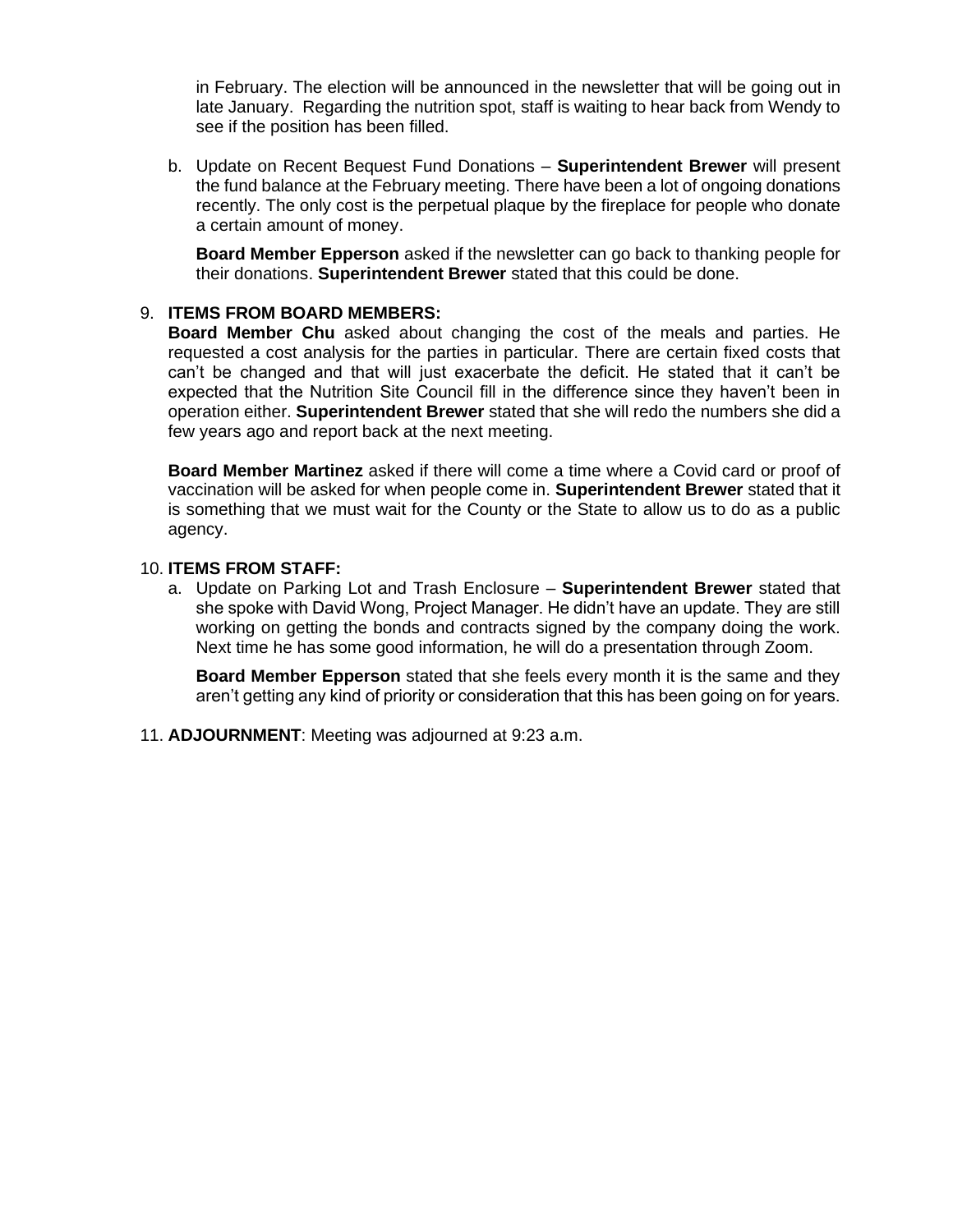in February. The election will be announced in the newsletter that will be going out in late January. Regarding the nutrition spot, staff is waiting to hear back from Wendy to see if the position has been filled.

b. Update on Recent Bequest Fund Donations – **Superintendent Brewer** will present the fund balance at the February meeting. There have been a lot of ongoing donations recently. The only cost is the perpetual plaque by the fireplace for people who donate a certain amount of money.

   **Board Member Epperson** asked if the newsletter can go back to thanking people for their donations. **Superintendent Brewer** stated that this could be done.

9. **ITEMS FROM BOARD MEMBERS:**

   **Board Member Chu** asked about changing the cost of the meals and parties. He requested a cost analysis for the parties in particular. There are certain fixed costs that can't be changed and that will just exacerbate the deficit. He stated that it can't be expected that the Nutrition Site Council fill in the difference since they haven't been in operation either. **Superintendent Brewer** stated that she will redo the numbers she did a few years ago and report back at the next meeting.

   **Board Member Martinez** asked if there will come a time where a Covid card or proof of vaccination will be asked for when people come in. **Superintendent Brewer** stated that it is something that we must wait for the County or the State to allow us to do as a public agency.

10. **ITEMS FROM STAFF:**

   a. Update on Parking Lot and Trash Enclosure – **Superintendent Brewer** stated that she spoke with David Wong, Project Manager. He didn't have an update. They are still working on getting the bonds and contracts signed by the company doing the work. Next time he has some good information, he will do a presentation through Zoom.

      **Board Member Epperson** stated that she feels every month it is the same and they aren't getting any kind of priority or consideration that this has been going on for years.

11. **ADJOURNMENT**: Meeting was adjourned at 9:23 a.m.